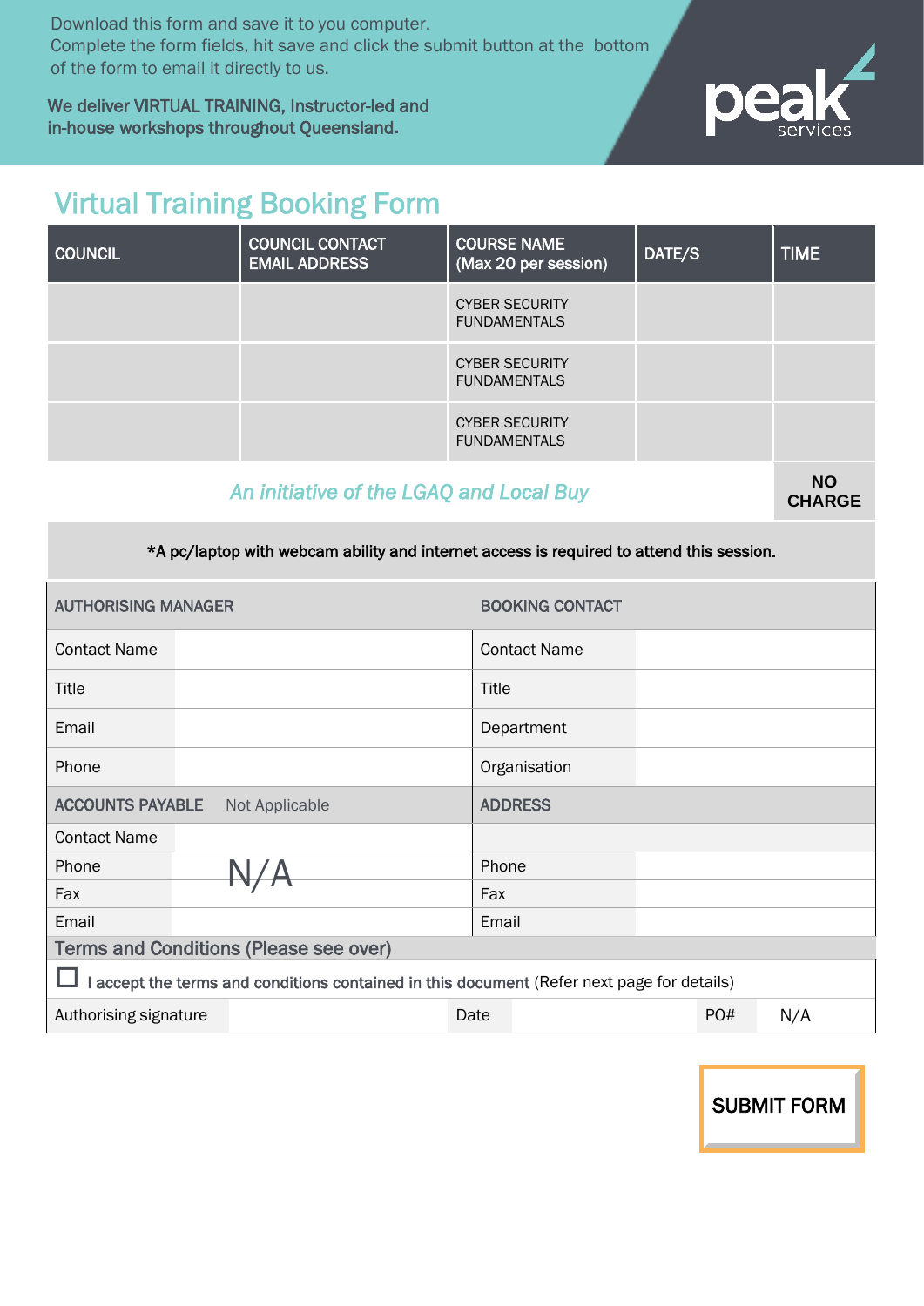Download this form and save it to you computer.
Complete the form fields, hit save and click the submit button at the bottom of the form to email it directly to us.

**We deliver VIRTUAL TRAINING, Instructor-led and in-house workshops throughout Queensland.**

peak services

# Virtual Training Booking Form

| COUNCIL | COUNCIL CONTACT EMAIL ADDRESS | COURSE NAME (Max 20 per session) | DATE/S | TIME |
|---|---|---|---|---|
| | | CYBER SECURITY FUNDAMENTALS | | |
| | | CYBER SECURITY FUNDAMENTALS | | |
| | | CYBER SECURITY FUNDAMENTALS | | |

*An initiative of the LGAQ and Local Buy*

**NO CHARGE**

***A pc/laptop with webcam ability and internet access is required to attend this session.**

| AUTHORISING MANAGER | | BOOKING CONTACT | |
|---|---|---|---|
| Contact Name | | Contact Name | |
| Title | | Title | |
| Email | | Department | |
| Phone | | Organisation | |
| **ACCOUNTS PAYABLE** | Not Applicable | **ADDRESS** | |
| Contact Name | | | |
| Phone | N/A | Phone | |
| Fax | | Fax | |
| Email | | Email | |

**Terms and Conditions (Please see over)**

☐ **I accept the terms and conditions contained in this document** (Refer next page for details)

| Authorising signature | | Date | | PO# | N/A |
|---|---|---|---|---|---|

**SUBMIT FORM**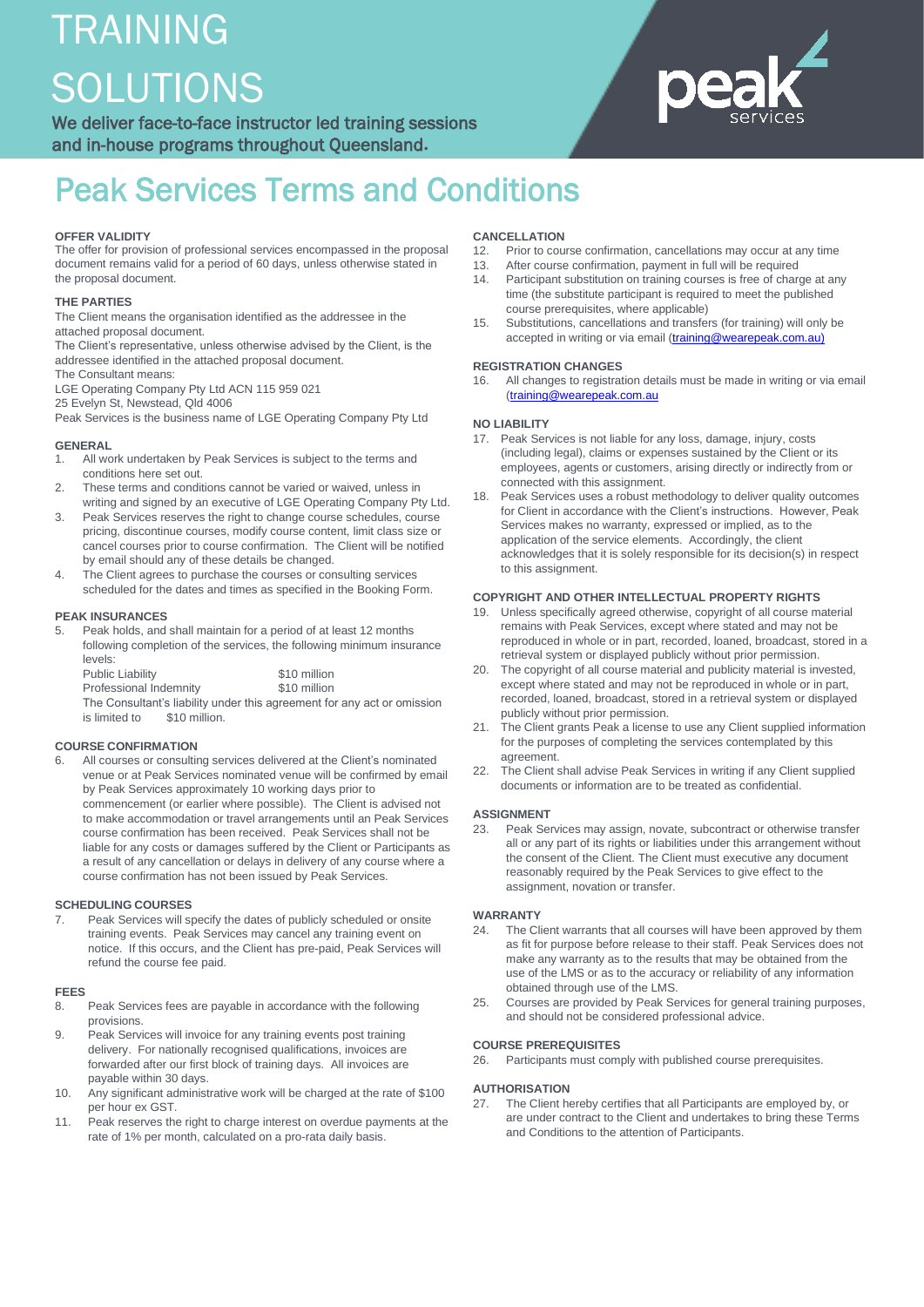# TRAINING SOLUTIONS

We deliver face-to-face instructor led training sessions and in-house programs throughout Queensland.

# Peak Services Terms and Conditions

**OFFER VALIDITY**

The offer for provision of professional services encompassed in the proposal document remains valid for a period of 60 days, unless otherwise stated in the proposal document.

**THE PARTIES**

The Client means the organisation identified as the addressee in the attached proposal document.

The Client's representative, unless otherwise advised by the Client, is the addressee identified in the attached proposal document.

The Consultant means:

LGE Operating Company Pty Ltd ACN 115 959 021

25 Evelyn St, Newstead, Qld 4006

Peak Services is the business name of LGE Operating Company Pty Ltd

**GENERAL**

1. All work undertaken by Peak Services is subject to the terms and conditions here set out.
2. These terms and conditions cannot be varied or waived, unless in writing and signed by an executive of LGE Operating Company Pty Ltd.
3. Peak Services reserves the right to change course schedules, course pricing, discontinue courses, modify course content, limit class size or cancel courses prior to course confirmation. The Client will be notified by email should any of these details be changed.
4. The Client agrees to purchase the courses or consulting services scheduled for the dates and times as specified in the Booking Form.

**PEAK INSURANCES**

5. Peak holds, and shall maintain for a period of at least 12 months following completion of the services, the following minimum insurance levels:

   Public Liability $10 million

   Professional Indemnity $10 million

   The Consultant's liability under this agreement for any act or omission is limited to $10 million.

**COURSE CONFIRMATION**

6. All courses or consulting services delivered at the Client's nominated venue or at Peak Services nominated venue will be confirmed by email by Peak Services approximately 10 working days prior to commencement (or earlier where possible). The Client is advised not to make accommodation or travel arrangements until an Peak Services course confirmation has been received. Peak Services shall not be liable for any costs or damages suffered by the Client or Participants as a result of any cancellation or delays in delivery of any course where a course confirmation has not been issued by Peak Services.

**SCHEDULING COURSES**

7. Peak Services will specify the dates of publicly scheduled or onsite training events. Peak Services may cancel any training event on notice. If this occurs, and the Client has pre-paid, Peak Services will refund the course fee paid.

**FEES**

8. Peak Services fees are payable in accordance with the following provisions.
9. Peak Services will invoice for any training events post training delivery. For nationally recognised qualifications, invoices are forwarded after our first block of training days. All invoices are payable within 30 days.
10. Any significant administrative work will be charged at the rate of $100 per hour ex GST.
11. Peak reserves the right to charge interest on overdue payments at the rate of 1% per month, calculated on a pro-rata daily basis.

**CANCELLATION**

12. Prior to course confirmation, cancellations may occur at any time
13. After course confirmation, payment in full will be required
14. Participant substitution on training courses is free of charge at any time (the substitute participant is required to meet the published course prerequisites, where applicable)
15. Substitutions, cancellations and transfers (for training) will only be accepted in writing or via email (training@wearepeak.com.au)

**REGISTRATION CHANGES**

16. All changes to registration details must be made in writing or via email (training@wearepeak.com.au

**NO LIABILITY**

17. Peak Services is not liable for any loss, damage, injury, costs (including legal), claims or expenses sustained by the Client or its employees, agents or customers, arising directly or indirectly from or connected with this assignment.
18. Peak Services uses a robust methodology to deliver quality outcomes for Client in accordance with the Client's instructions. However, Peak Services makes no warranty, expressed or implied, as to the application of the service elements. Accordingly, the client acknowledges that it is solely responsible for its decision(s) in respect to this assignment.

**COPYRIGHT AND OTHER INTELLECTUAL PROPERTY RIGHTS**

19. Unless specifically agreed otherwise, copyright of all course material remains with Peak Services, except where stated and may not be reproduced in whole or in part, recorded, loaned, broadcast, stored in a retrieval system or displayed publicly without prior permission.
20. The copyright of all course material and publicity material is invested, except where stated and may not be reproduced in whole or in part, recorded, loaned, broadcast, stored in a retrieval system or displayed publicly without prior permission.
21. The Client grants Peak a license to use any Client supplied information for the purposes of completing the services contemplated by this agreement.
22. The Client shall advise Peak Services in writing if any Client supplied documents or information are to be treated as confidential.

**ASSIGNMENT**

23. Peak Services may assign, novate, subcontract or otherwise transfer all or any part of its rights or liabilities under this arrangement without the consent of the Client. The Client must executive any document reasonably required by the Peak Services to give effect to the assignment, novation or transfer.

**WARRANTY**

24. The Client warrants that all courses will have been approved by them as fit for purpose before release to their staff. Peak Services does not make any warranty as to the results that may be obtained from the use of the LMS or as to the accuracy or reliability of any information obtained through use of the LMS.
25. Courses are provided by Peak Services for general training purposes, and should not be considered professional advice.

**COURSE PREREQUISITES**

26. Participants must comply with published course prerequisites.

**AUTHORISATION**

27. The Client hereby certifies that all Participants are employed by, or are under contract to the Client and undertakes to bring these Terms and Conditions to the attention of Participants.